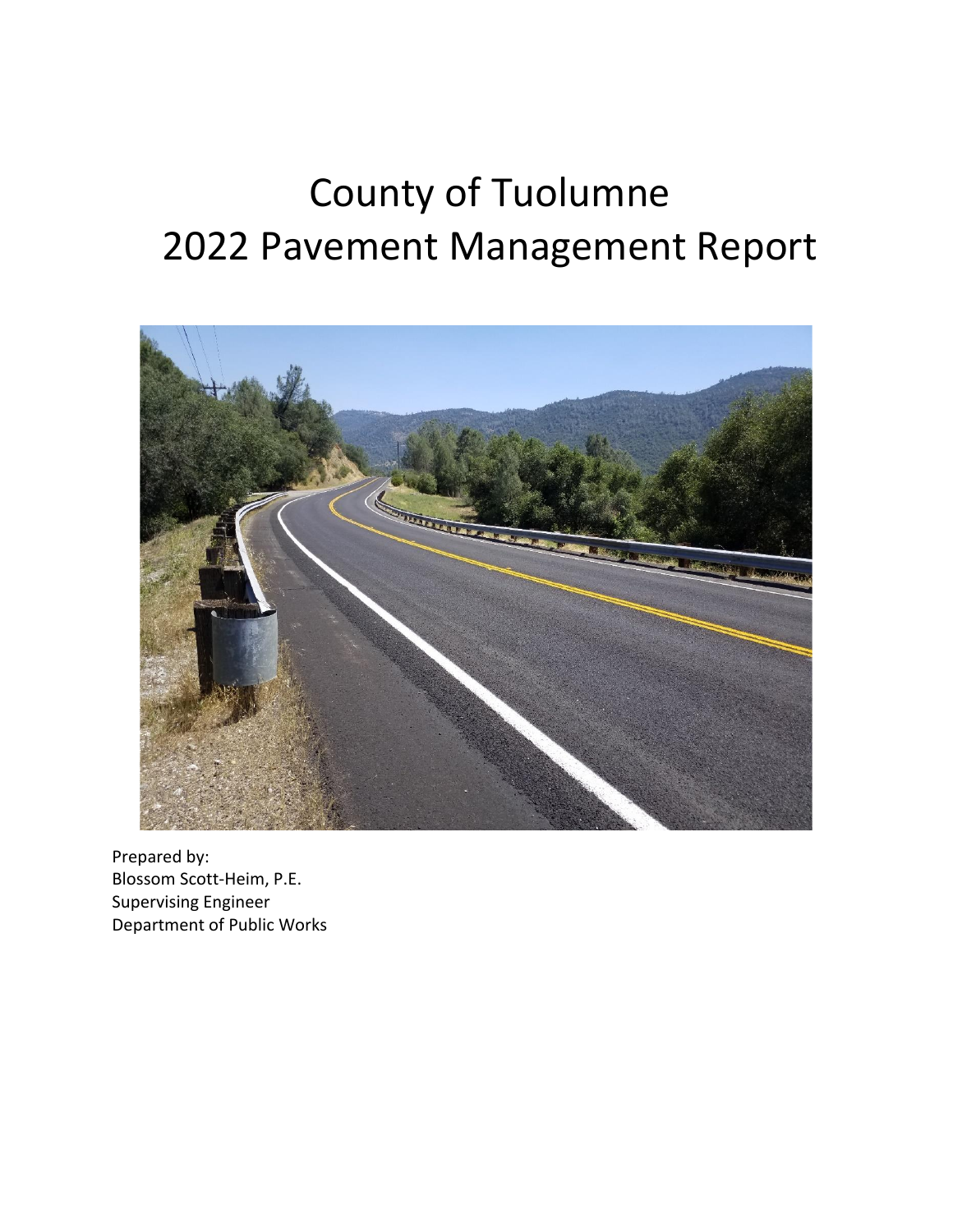# County of Tuolumne
# 2022 Pavement Management Report

Prepared by:
Blossom Scott-Heim, P.E.
Supervising Engineer
Department of Public Works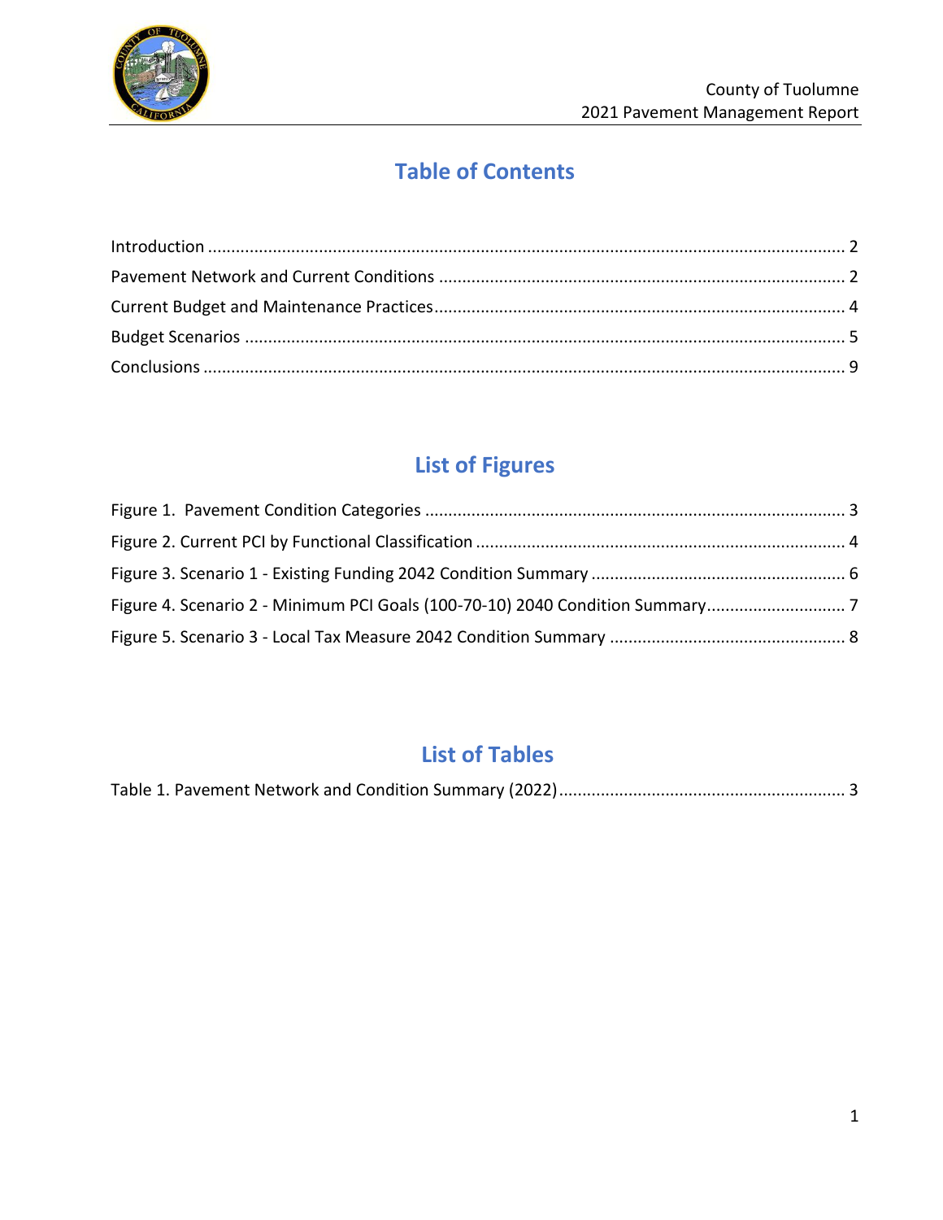## Table of Contents

Introduction ........................................................................................................................ 2
Pavement Network and Current Conditions ...................................................................................... 2
Current Budget and Maintenance Practices...................................................................................... 4
Budget Scenarios ................................................................................................................ 5
Conclusions ........................................................................................................................ 9

## List of Figures

Figure 1. Pavement Condition Categories ......................................................................................... 3
Figure 2. Current PCI by Functional Classification ............................................................................... 4
Figure 3. Scenario 1 - Existing Funding 2042 Condition Summary ...................................................... 6
Figure 4. Scenario 2 - Minimum PCI Goals (100-70-10) 2040 Condition Summary............................. 7
Figure 5. Scenario 3 - Local Tax Measure 2042 Condition Summary .................................................. 8

## List of Tables

Table 1. Pavement Network and Condition Summary (2022)............................................................. 3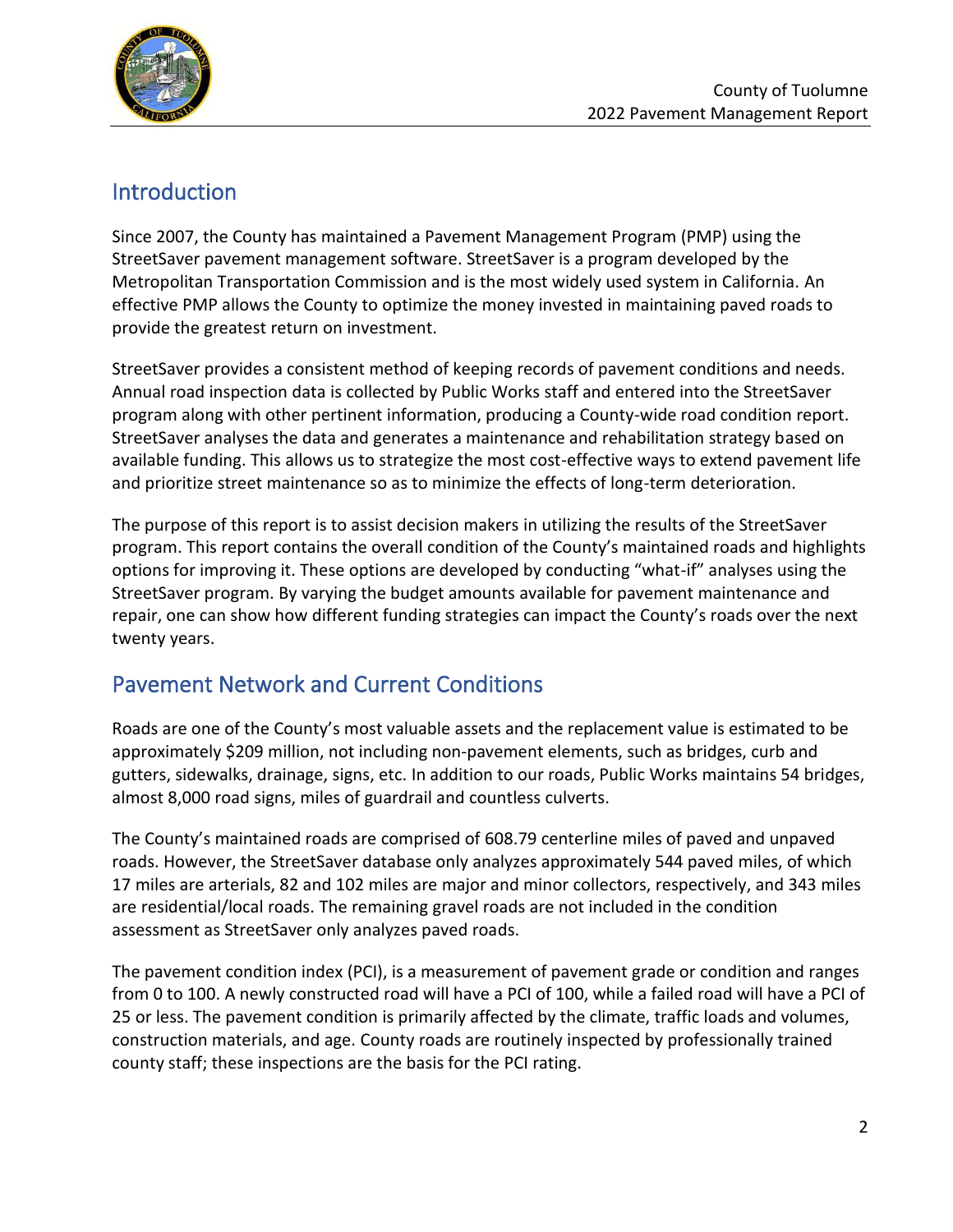## Introduction

Since 2007, the County has maintained a Pavement Management Program (PMP) using the StreetSaver pavement management software. StreetSaver is a program developed by the Metropolitan Transportation Commission and is the most widely used system in California. An effective PMP allows the County to optimize the money invested in maintaining paved roads to provide the greatest return on investment.

StreetSaver provides a consistent method of keeping records of pavement conditions and needs. Annual road inspection data is collected by Public Works staff and entered into the StreetSaver program along with other pertinent information, producing a County-wide road condition report. StreetSaver analyses the data and generates a maintenance and rehabilitation strategy based on available funding. This allows us to strategize the most cost-effective ways to extend pavement life and prioritize street maintenance so as to minimize the effects of long-term deterioration.

The purpose of this report is to assist decision makers in utilizing the results of the StreetSaver program. This report contains the overall condition of the County's maintained roads and highlights options for improving it. These options are developed by conducting "what-if" analyses using the StreetSaver program. By varying the budget amounts available for pavement maintenance and repair, one can show how different funding strategies can impact the County's roads over the next twenty years.

## Pavement Network and Current Conditions

Roads are one of the County's most valuable assets and the replacement value is estimated to be approximately $209 million, not including non-pavement elements, such as bridges, curb and gutters, sidewalks, drainage, signs, etc. In addition to our roads, Public Works maintains 54 bridges, almost 8,000 road signs, miles of guardrail and countless culverts.

The County's maintained roads are comprised of 608.79 centerline miles of paved and unpaved roads. However, the StreetSaver database only analyzes approximately 544 paved miles, of which 17 miles are arterials, 82 and 102 miles are major and minor collectors, respectively, and 343 miles are residential/local roads. The remaining gravel roads are not included in the condition assessment as StreetSaver only analyzes paved roads.

The pavement condition index (PCI), is a measurement of pavement grade or condition and ranges from 0 to 100. A newly constructed road will have a PCI of 100, while a failed road will have a PCI of 25 or less. The pavement condition is primarily affected by the climate, traffic loads and volumes, construction materials, and age. County roads are routinely inspected by professionally trained county staff; these inspections are the basis for the PCI rating.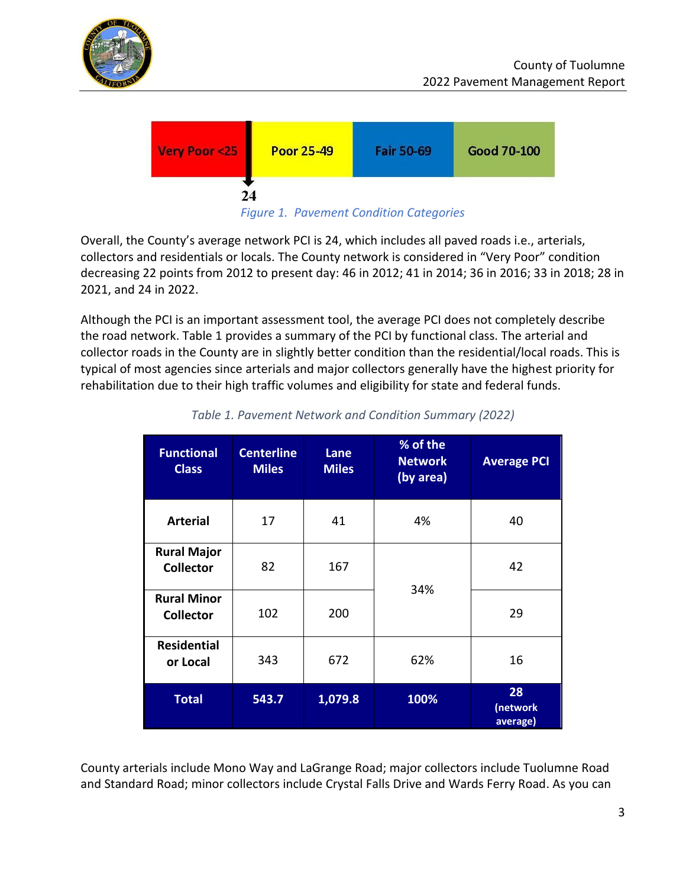| Very Poor <25 | Poor 25-49 | Fair 50-69 | Good 70-100 |
|---|---|---|---|

24

*Figure 1. Pavement Condition Categories*

Overall, the County's average network PCI is 24, which includes all paved roads i.e., arterials, collectors and residentials or locals. The County network is considered in "Very Poor" condition decreasing 22 points from 2012 to present day: 46 in 2012; 41 in 2014; 36 in 2016; 33 in 2018; 28 in 2021, and 24 in 2022.

Although the PCI is an important assessment tool, the average PCI does not completely describe the road network. Table 1 provides a summary of the PCI by functional class. The arterial and collector roads in the County are in slightly better condition than the residential/local roads. This is typical of most agencies since arterials and major collectors generally have the highest priority for rehabilitation due to their high traffic volumes and eligibility for state and federal funds.

*Table 1. Pavement Network and Condition Summary (2022)*

| Functional Class | Centerline Miles | Lane Miles | % of the Network (by area) | Average PCI |
|---|---|---|---|---|
| **Arterial** | 17 | 41 | 4% | 40 |
| **Rural Major Collector** | 82 | 167 | 34% | 42 |
| **Rural Minor Collector** | 102 | 200 | | 29 |
| **Residential or Local** | 343 | 672 | 62% | 16 |
| **Total** | **543.7** | **1,079.8** | **100%** | **28 (network average)** |

County arterials include Mono Way and LaGrange Road; major collectors include Tuolumne Road and Standard Road; minor collectors include Crystal Falls Drive and Wards Ferry Road. As you can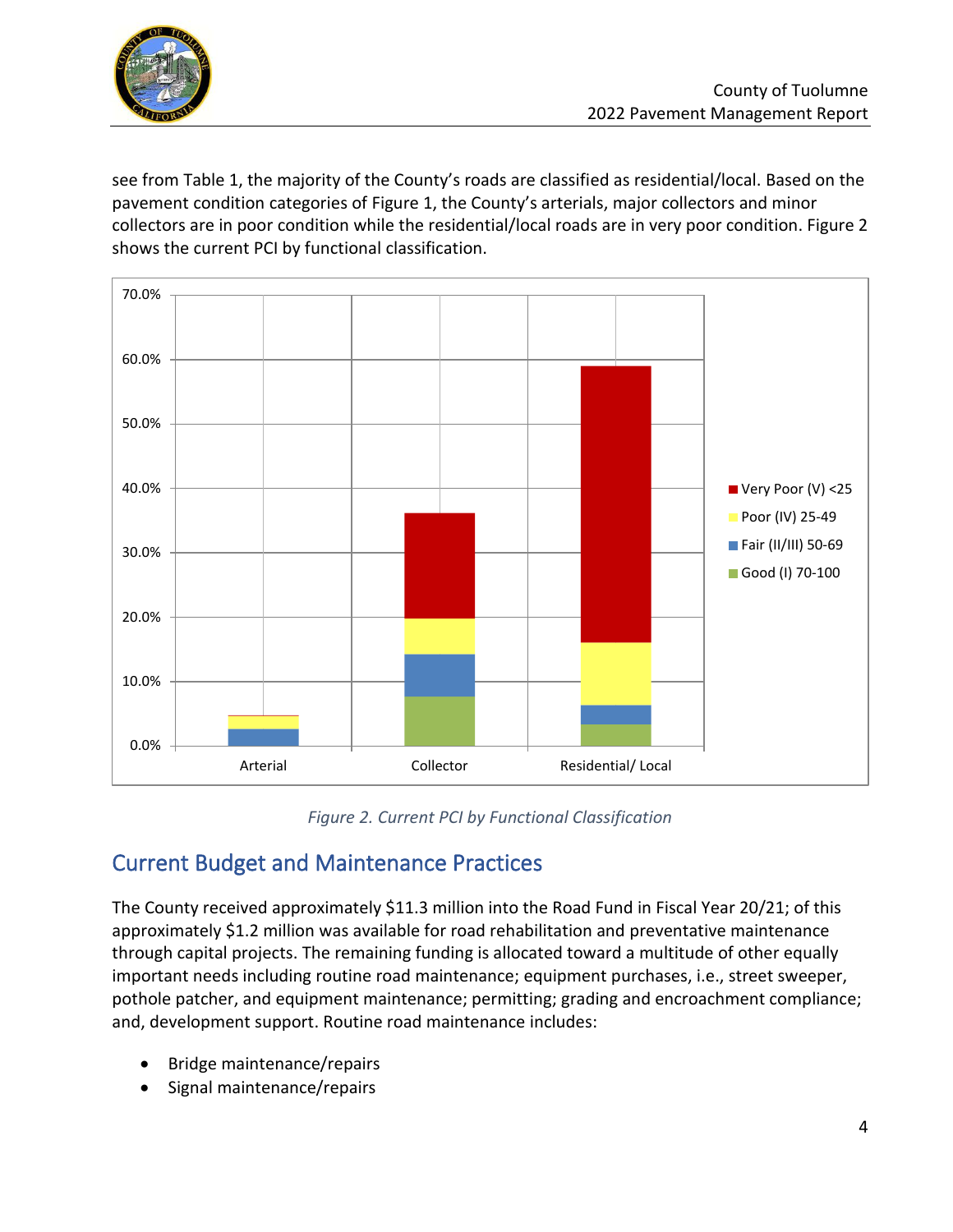see from Table 1, the majority of the County's roads are classified as residential/local. Based on the pavement condition categories of Figure 1, the County's arterials, major collectors and minor collectors are in poor condition while the residential/local roads are in very poor condition. Figure 2 shows the current PCI by functional classification.

*Figure 2. Current PCI by Functional Classification*

## Current Budget and Maintenance Practices

The County received approximately $11.3 million into the Road Fund in Fiscal Year 20/21; of this approximately $1.2 million was available for road rehabilitation and preventative maintenance through capital projects. The remaining funding is allocated toward a multitude of other equally important needs including routine road maintenance; equipment purchases, i.e., street sweeper, pothole patcher, and equipment maintenance; permitting; grading and encroachment compliance; and, development support. Routine road maintenance includes:

- Bridge maintenance/repairs
- Signal maintenance/repairs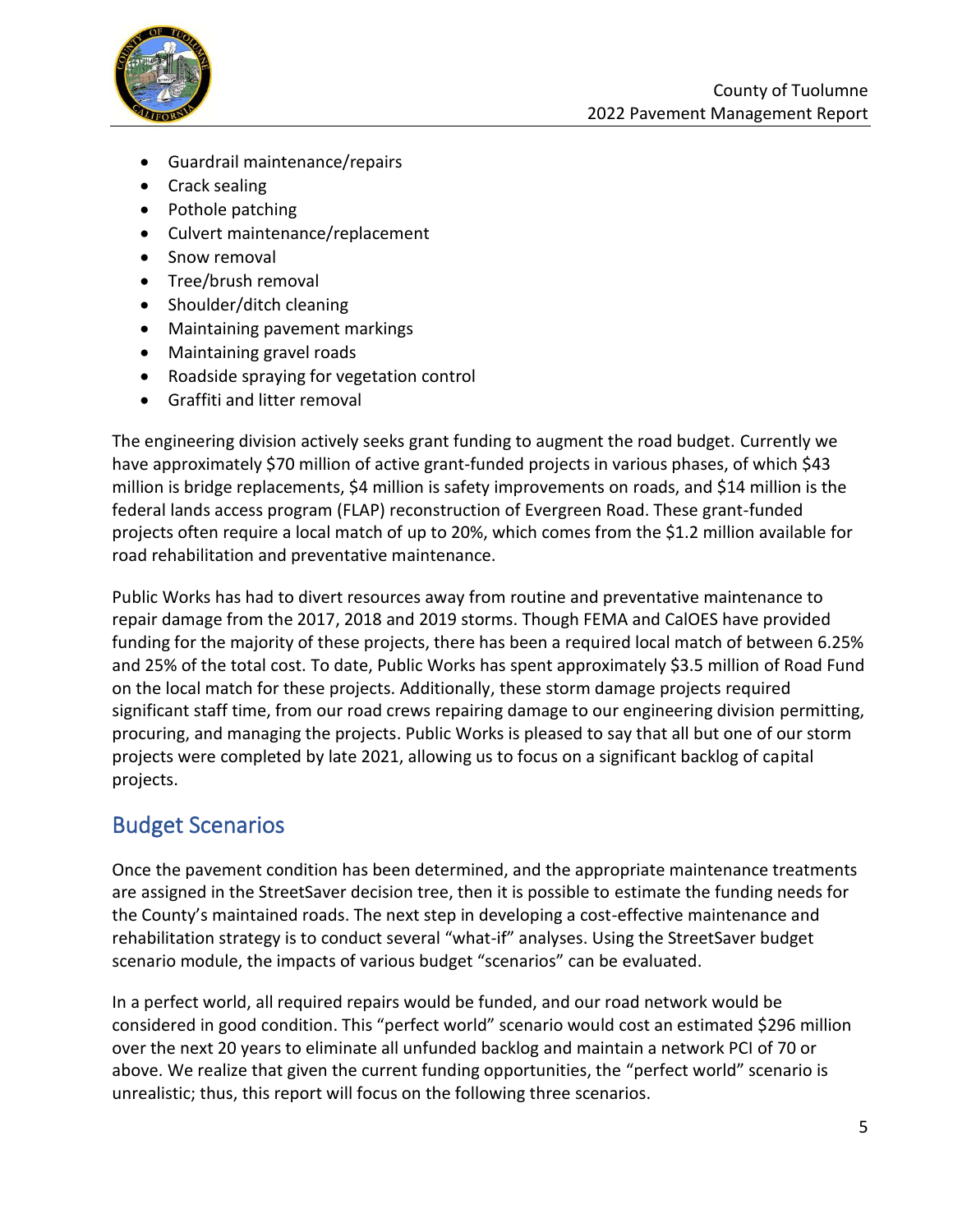- Guardrail maintenance/repairs
- Crack sealing
- Pothole patching
- Culvert maintenance/replacement
- Snow removal
- Tree/brush removal
- Shoulder/ditch cleaning
- Maintaining pavement markings
- Maintaining gravel roads
- Roadside spraying for vegetation control
- Graffiti and litter removal

The engineering division actively seeks grant funding to augment the road budget. Currently we have approximately $70 million of active grant-funded projects in various phases, of which $43 million is bridge replacements, $4 million is safety improvements on roads, and $14 million is the federal lands access program (FLAP) reconstruction of Evergreen Road. These grant-funded projects often require a local match of up to 20%, which comes from the $1.2 million available for road rehabilitation and preventative maintenance.

Public Works has had to divert resources away from routine and preventative maintenance to repair damage from the 2017, 2018 and 2019 storms. Though FEMA and CalOES have provided funding for the majority of these projects, there has been a required local match of between 6.25% and 25% of the total cost. To date, Public Works has spent approximately $3.5 million of Road Fund on the local match for these projects. Additionally, these storm damage projects required significant staff time, from our road crews repairing damage to our engineering division permitting, procuring, and managing the projects. Public Works is pleased to say that all but one of our storm projects were completed by late 2021, allowing us to focus on a significant backlog of capital projects.

## Budget Scenarios

Once the pavement condition has been determined, and the appropriate maintenance treatments are assigned in the StreetSaver decision tree, then it is possible to estimate the funding needs for the County's maintained roads. The next step in developing a cost-effective maintenance and rehabilitation strategy is to conduct several "what-if" analyses. Using the StreetSaver budget scenario module, the impacts of various budget "scenarios" can be evaluated.

In a perfect world, all required repairs would be funded, and our road network would be considered in good condition. This "perfect world" scenario would cost an estimated $296 million over the next 20 years to eliminate all unfunded backlog and maintain a network PCI of 70 or above. We realize that given the current funding opportunities, the "perfect world" scenario is unrealistic; thus, this report will focus on the following three scenarios.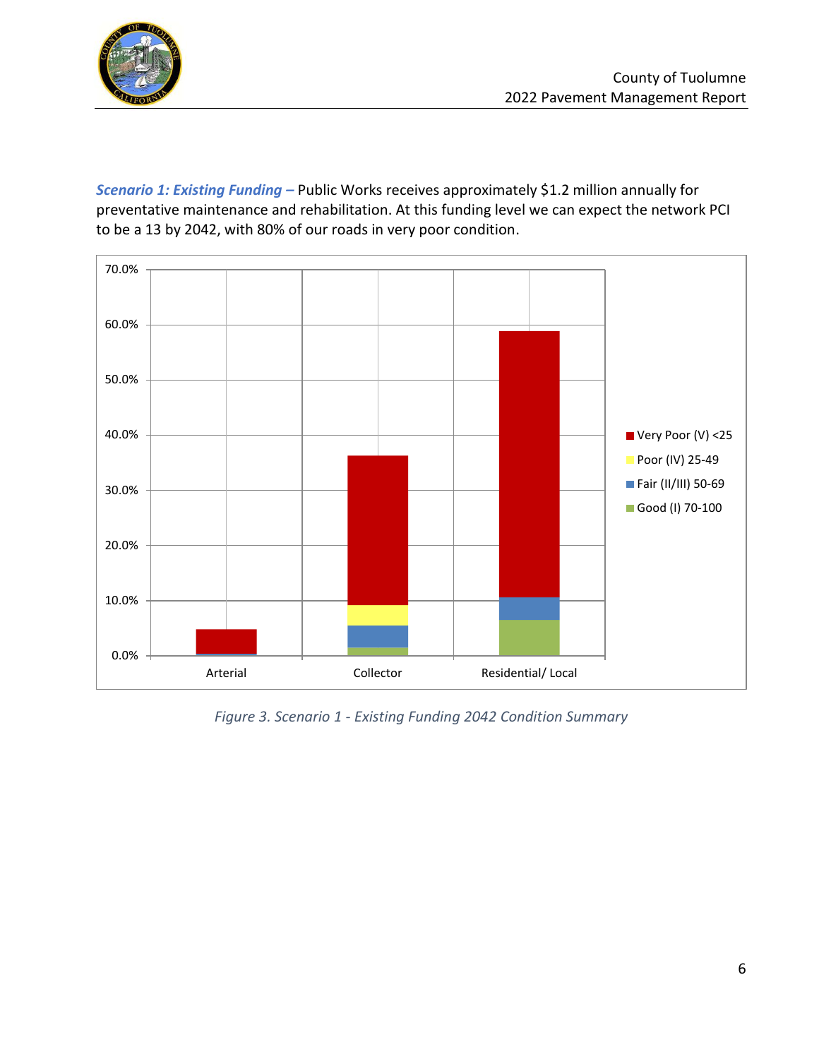***Scenario 1: Existing Funding –*** Public Works receives approximately $1.2 million annually for preventative maintenance and rehabilitation. At this funding level we can expect the network PCI to be a 13 by 2042, with 80% of our roads in very poor condition.

*Figure 3. Scenario 1 - Existing Funding 2042 Condition Summary*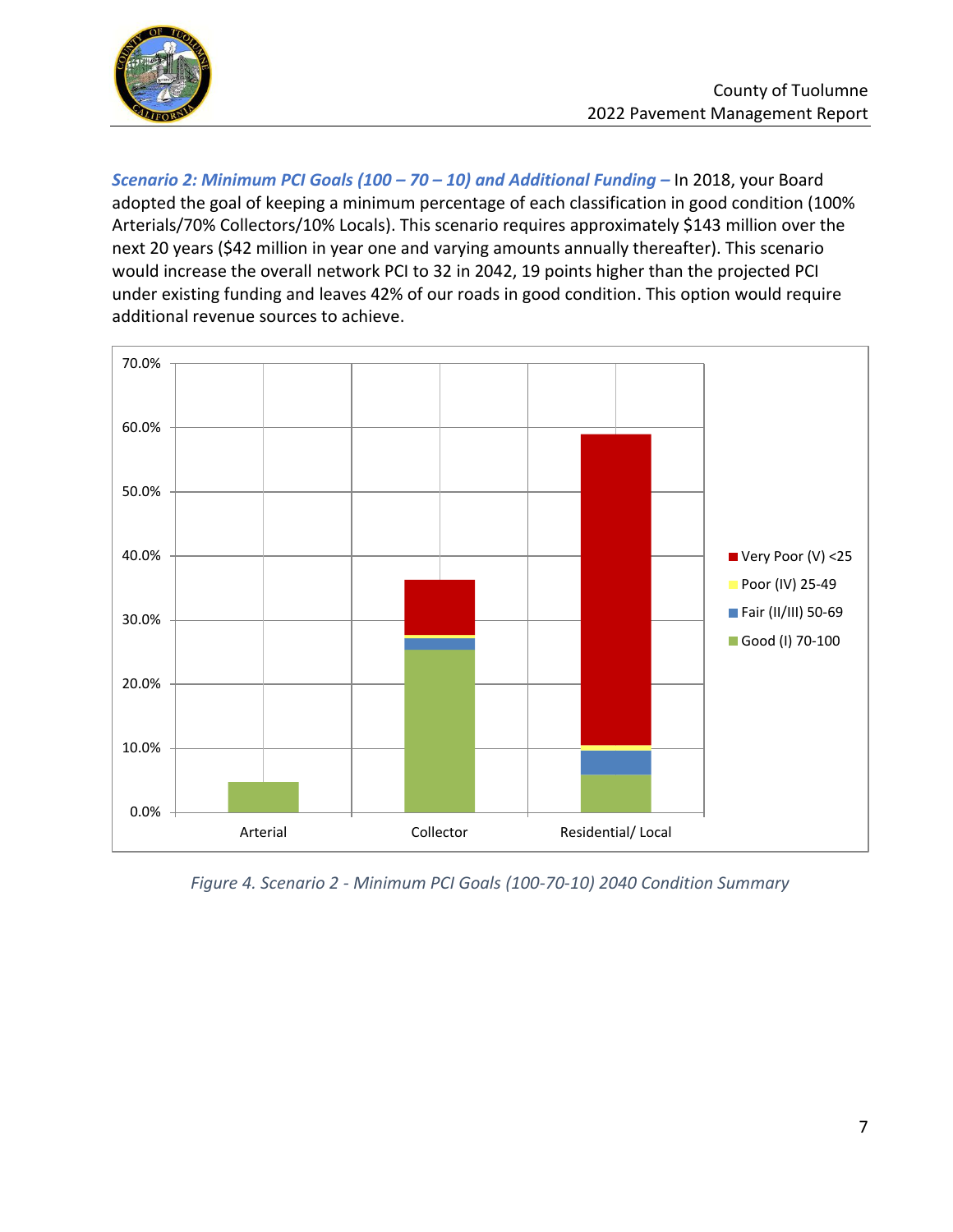***Scenario 2: Minimum PCI Goals (100 – 70 – 10) and Additional Funding –*** In 2018, your Board adopted the goal of keeping a minimum percentage of each classification in good condition (100% Arterials/70% Collectors/10% Locals). This scenario requires approximately $143 million over the next 20 years ($42 million in year one and varying amounts annually thereafter). This scenario would increase the overall network PCI to 32 in 2042, 19 points higher than the projected PCI under existing funding and leaves 42% of our roads in good condition. This option would require additional revenue sources to achieve.

*Figure 4. Scenario 2 - Minimum PCI Goals (100-70-10) 2040 Condition Summary*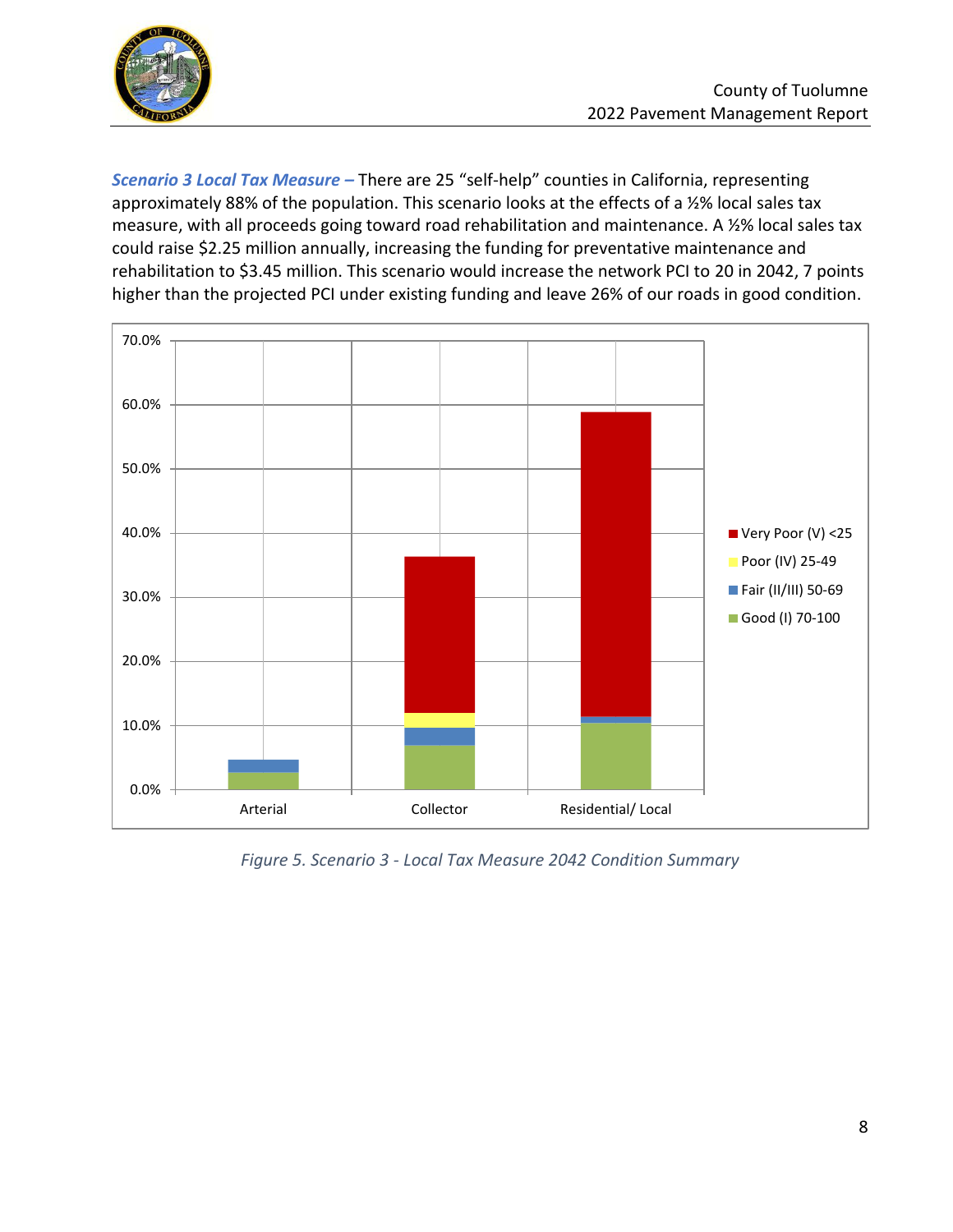***Scenario 3 Local Tax Measure –*** There are 25 "self-help" counties in California, representing approximately 88% of the population. This scenario looks at the effects of a ½% local sales tax measure, with all proceeds going toward road rehabilitation and maintenance. A ½% local sales tax could raise $2.25 million annually, increasing the funding for preventative maintenance and rehabilitation to $3.45 million. This scenario would increase the network PCI to 20 in 2042, 7 points higher than the projected PCI under existing funding and leave 26% of our roads in good condition.

*Figure 5. Scenario 3 - Local Tax Measure 2042 Condition Summary*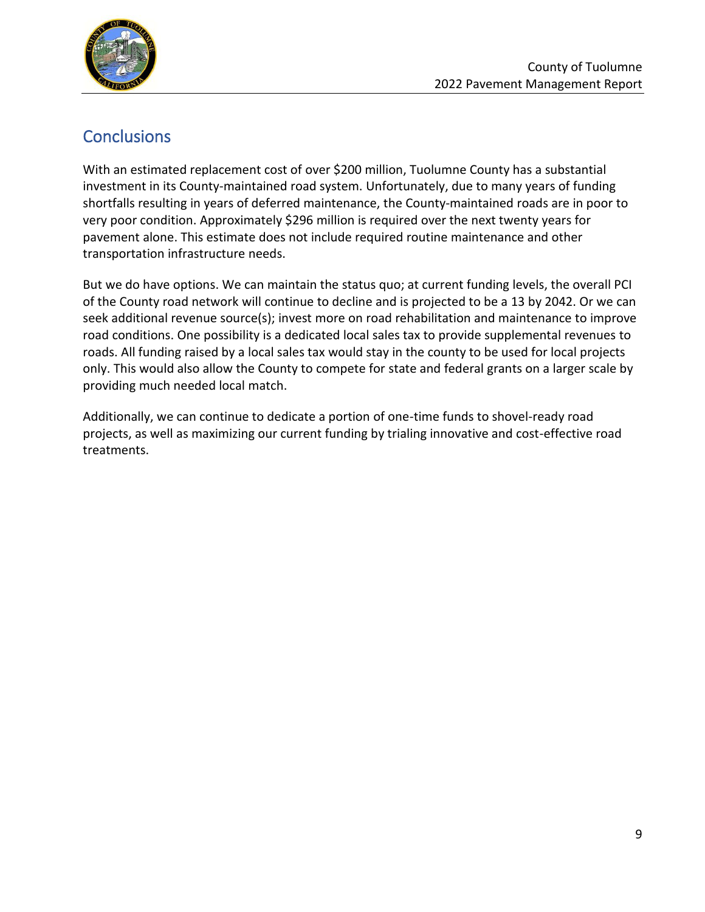## Conclusions

With an estimated replacement cost of over $200 million, Tuolumne County has a substantial investment in its County-maintained road system. Unfortunately, due to many years of funding shortfalls resulting in years of deferred maintenance, the County-maintained roads are in poor to very poor condition. Approximately $296 million is required over the next twenty years for pavement alone. This estimate does not include required routine maintenance and other transportation infrastructure needs.

But we do have options. We can maintain the status quo; at current funding levels, the overall PCI of the County road network will continue to decline and is projected to be a 13 by 2042. Or we can seek additional revenue source(s); invest more on road rehabilitation and maintenance to improve road conditions. One possibility is a dedicated local sales tax to provide supplemental revenues to roads. All funding raised by a local sales tax would stay in the county to be used for local projects only. This would also allow the County to compete for state and federal grants on a larger scale by providing much needed local match.

Additionally, we can continue to dedicate a portion of one-time funds to shovel-ready road projects, as well as maximizing our current funding by trialing innovative and cost-effective road treatments.